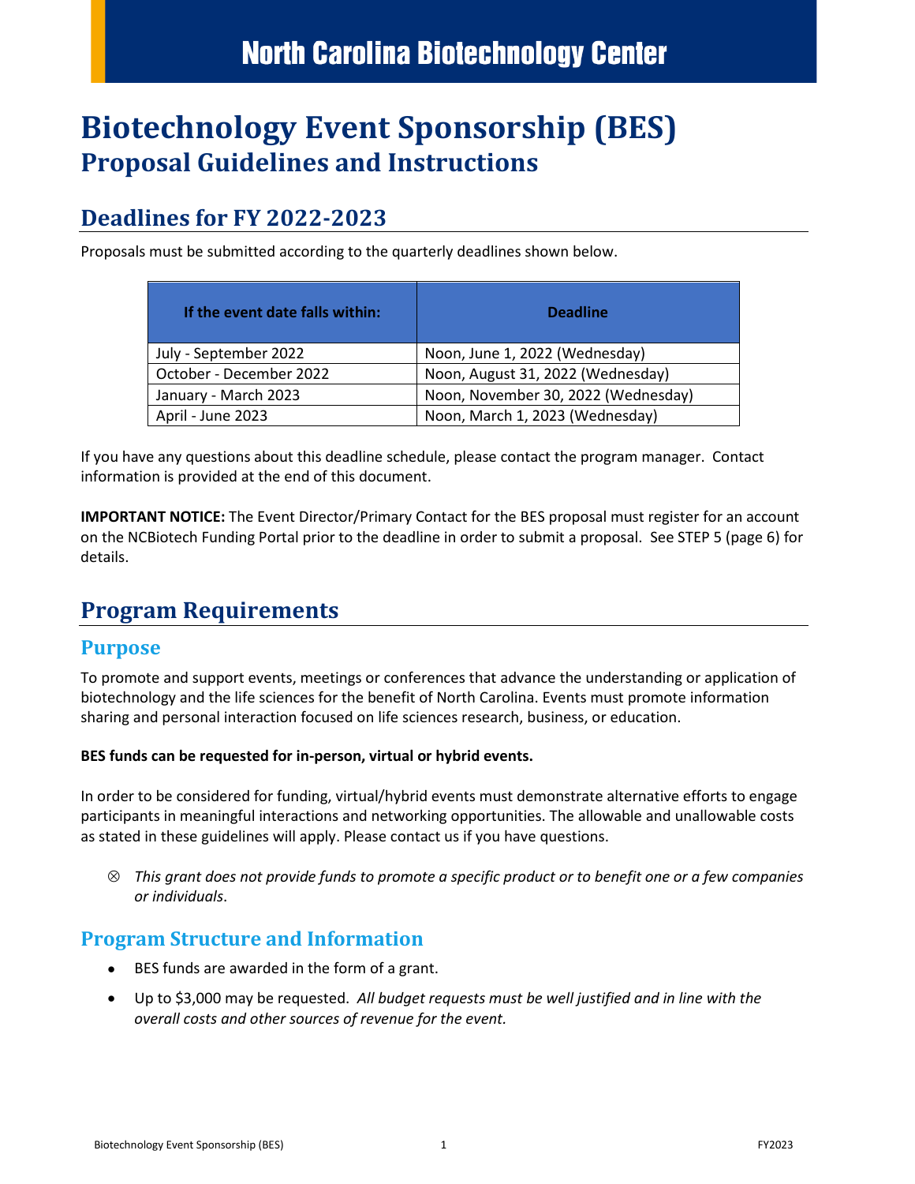North Carolina Biotechnology Center

# Biotechnology Event Sponsorship (BES)
## Proposal Guidelines and Instructions

## Deadlines for FY 2022-2023

Proposals must be submitted according to the quarterly deadlines shown below.

| If the event date falls within: | Deadline |
|---|---|
| July - September 2022 | Noon, June 1, 2022 (Wednesday) |
| October - December 2022 | Noon, August 31, 2022 (Wednesday) |
| January - March 2023 | Noon, November 30, 2022 (Wednesday) |
| April - June 2023 | Noon, March 1, 2023 (Wednesday) |

If you have any questions about this deadline schedule, please contact the program manager. Contact information is provided at the end of this document.

**IMPORTANT NOTICE:** The Event Director/Primary Contact for the BES proposal must register for an account on the NCBiotech Funding Portal prior to the deadline in order to submit a proposal. See STEP 5 (page 6) for details.

## Program Requirements

### Purpose

To promote and support events, meetings or conferences that advance the understanding or application of biotechnology and the life sciences for the benefit of North Carolina. Events must promote information sharing and personal interaction focused on life sciences research, business, or education.

**BES funds can be requested for in-person, virtual or hybrid events.**

In order to be considered for funding, virtual/hybrid events must demonstrate alternative efforts to engage participants in meaningful interactions and networking opportunities. The allowable and unallowable costs as stated in these guidelines will apply. Please contact us if you have questions.

⊗ *This grant does not provide funds to promote a specific product or to benefit one or a few companies or individuals*.

### Program Structure and Information

- BES funds are awarded in the form of a grant.
- Up to $3,000 may be requested. *All budget requests must be well justified and in line with the overall costs and other sources of revenue for the event.*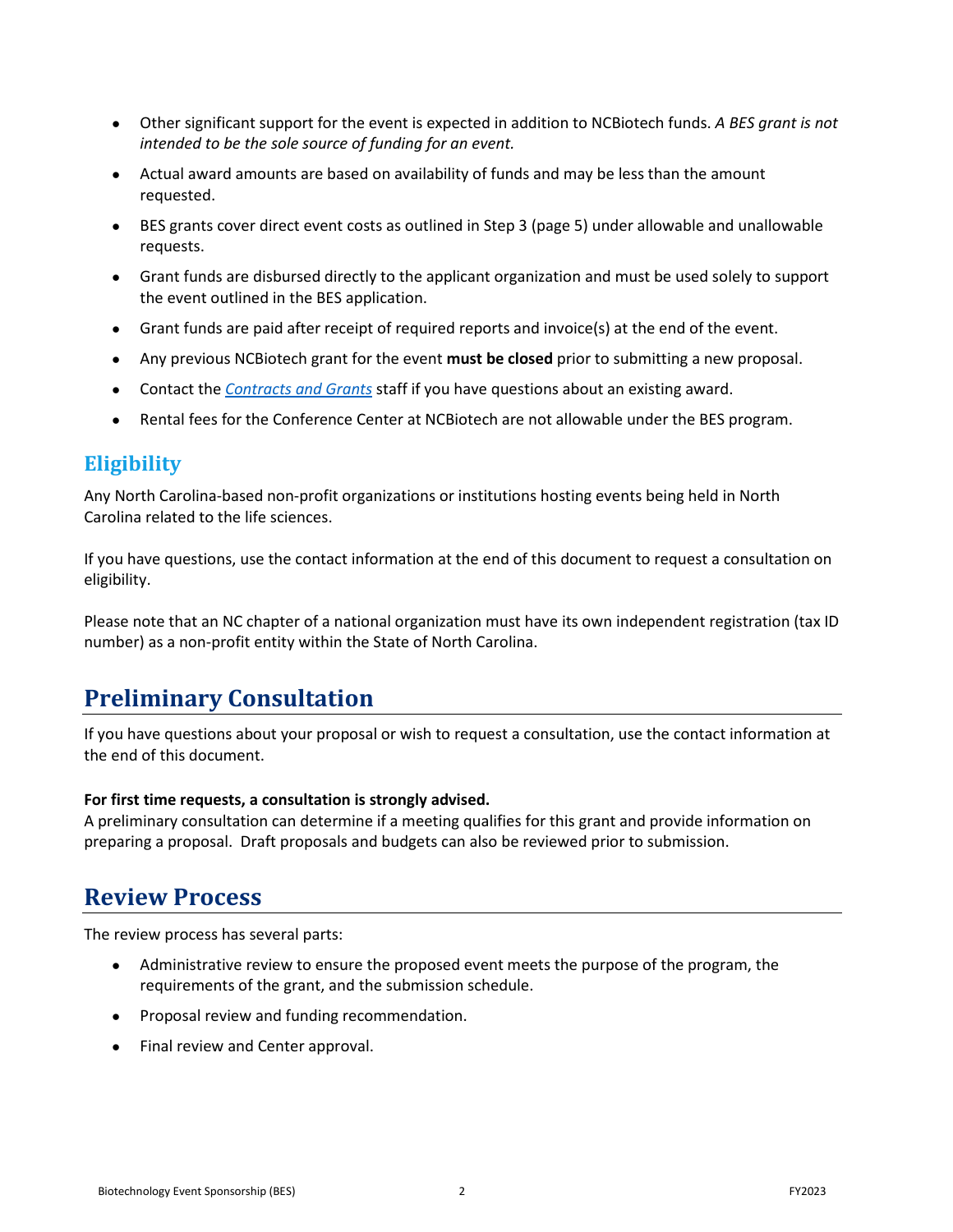- Other significant support for the event is expected in addition to NCBiotech funds. *A BES grant is not intended to be the sole source of funding for an event.*
- Actual award amounts are based on availability of funds and may be less than the amount requested.
- BES grants cover direct event costs as outlined in Step 3 (page 5) under allowable and unallowable requests.
- Grant funds are disbursed directly to the applicant organization and must be used solely to support the event outlined in the BES application.
- Grant funds are paid after receipt of required reports and invoice(s) at the end of the event.
- Any previous NCBiotech grant for the event **must be closed** prior to submitting a new proposal.
- Contact the *Contracts and Grants* staff if you have questions about an existing award.
- Rental fees for the Conference Center at NCBiotech are not allowable under the BES program.

### Eligibility

Any North Carolina-based non-profit organizations or institutions hosting events being held in North Carolina related to the life sciences.

If you have questions, use the contact information at the end of this document to request a consultation on eligibility.

Please note that an NC chapter of a national organization must have its own independent registration (tax ID number) as a non-profit entity within the State of North Carolina.

## Preliminary Consultation

If you have questions about your proposal or wish to request a consultation, use the contact information at the end of this document.

**For first time requests, a consultation is strongly advised.**
A preliminary consultation can determine if a meeting qualifies for this grant and provide information on preparing a proposal. Draft proposals and budgets can also be reviewed prior to submission.

## Review Process

The review process has several parts:

- Administrative review to ensure the proposed event meets the purpose of the program, the requirements of the grant, and the submission schedule.
- Proposal review and funding recommendation.
- Final review and Center approval.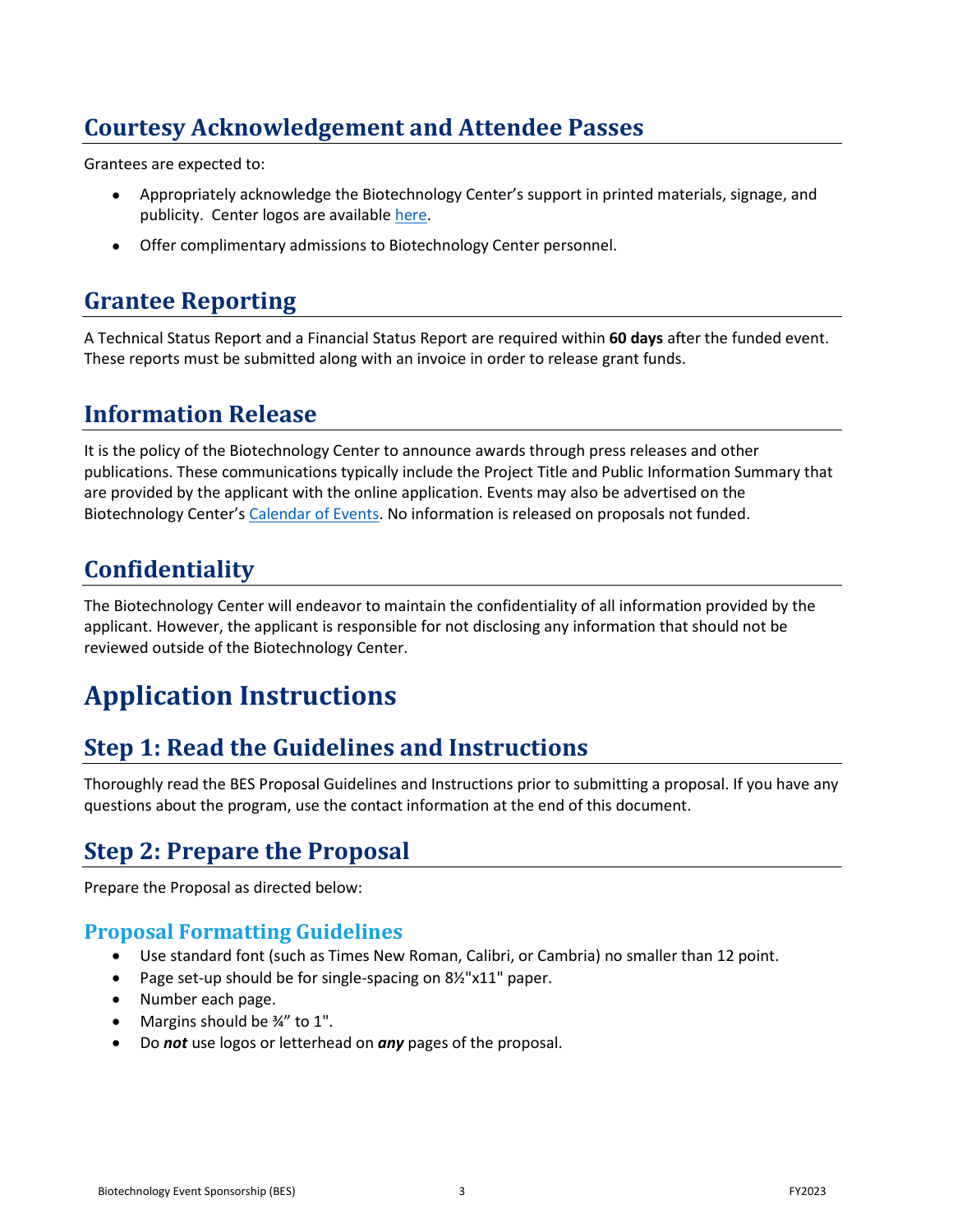## Courtesy Acknowledgement and Attendee Passes

Grantees are expected to:

- Appropriately acknowledge the Biotechnology Center's support in printed materials, signage, and publicity. Center logos are available here.
- Offer complimentary admissions to Biotechnology Center personnel.

## Grantee Reporting

A Technical Status Report and a Financial Status Report are required within **60 days** after the funded event. These reports must be submitted along with an invoice in order to release grant funds.

## Information Release

It is the policy of the Biotechnology Center to announce awards through press releases and other publications. These communications typically include the Project Title and Public Information Summary that are provided by the applicant with the online application. Events may also be advertised on the Biotechnology Center's Calendar of Events. No information is released on proposals not funded.

## Confidentiality

The Biotechnology Center will endeavor to maintain the confidentiality of all information provided by the applicant. However, the applicant is responsible for not disclosing any information that should not be reviewed outside of the Biotechnology Center.

# Application Instructions

## Step 1: Read the Guidelines and Instructions

Thoroughly read the BES Proposal Guidelines and Instructions prior to submitting a proposal. If you have any questions about the program, use the contact information at the end of this document.

## Step 2: Prepare the Proposal

Prepare the Proposal as directed below:

### Proposal Formatting Guidelines

- Use standard font (such as Times New Roman, Calibri, or Cambria) no smaller than 12 point.
- Page set-up should be for single-spacing on 8½"x11" paper.
- Number each page.
- Margins should be ¾" to 1".
- Do ***not*** use logos or letterhead on ***any*** pages of the proposal.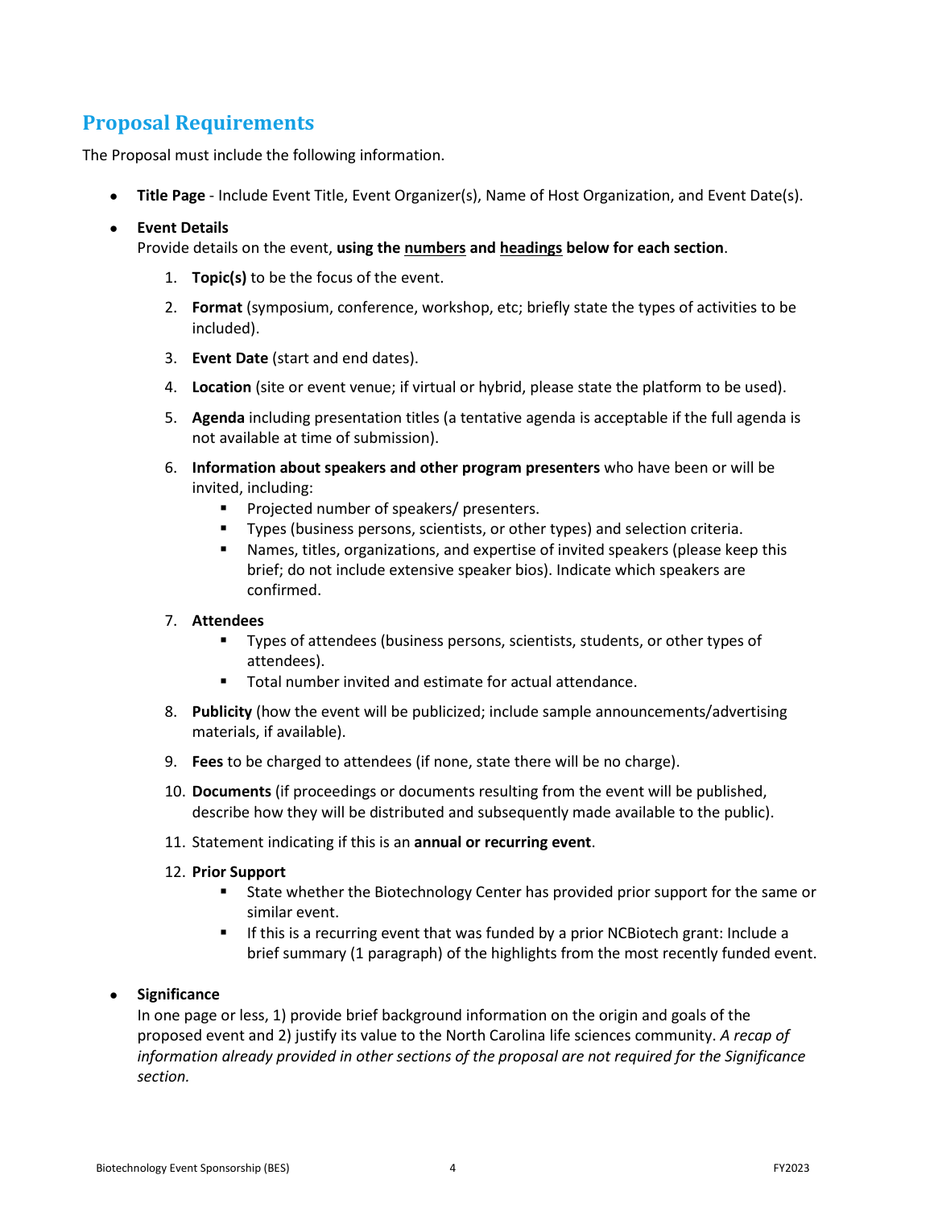## Proposal Requirements

The Proposal must include the following information.

- **Title Page** - Include Event Title, Event Organizer(s), Name of Host Organization, and Event Date(s).
- **Event Details**
  Provide details on the event, **using the <u>numbers</u> and <u>headings</u> below for each section**.
  1. **Topic(s)** to be the focus of the event.
  2. **Format** (symposium, conference, workshop, etc; briefly state the types of activities to be included).
  3. **Event Date** (start and end dates).
  4. **Location** (site or event venue; if virtual or hybrid, please state the platform to be used).
  5. **Agenda** including presentation titles (a tentative agenda is acceptable if the full agenda is not available at time of submission).
  6. **Information about speakers and other program presenters** who have been or will be invited, including:
     - Projected number of speakers/ presenters.
     - Types (business persons, scientists, or other types) and selection criteria.
     - Names, titles, organizations, and expertise of invited speakers (please keep this brief; do not include extensive speaker bios). Indicate which speakers are confirmed.
  7. **Attendees**
     - Types of attendees (business persons, scientists, students, or other types of attendees).
     - Total number invited and estimate for actual attendance.
  8. **Publicity** (how the event will be publicized; include sample announcements/advertising materials, if available).
  9. **Fees** to be charged to attendees (if none, state there will be no charge).
  10. **Documents** (if proceedings or documents resulting from the event will be published, describe how they will be distributed and subsequently made available to the public).
  11. Statement indicating if this is an **annual or recurring event**.
  12. **Prior Support**
      - State whether the Biotechnology Center has provided prior support for the same or similar event.
      - If this is a recurring event that was funded by a prior NCBiotech grant: Include a brief summary (1 paragraph) of the highlights from the most recently funded event.
- **Significance**
  In one page or less, 1) provide brief background information on the origin and goals of the proposed event and 2) justify its value to the North Carolina life sciences community. *A recap of information already provided in other sections of the proposal are not required for the Significance section.*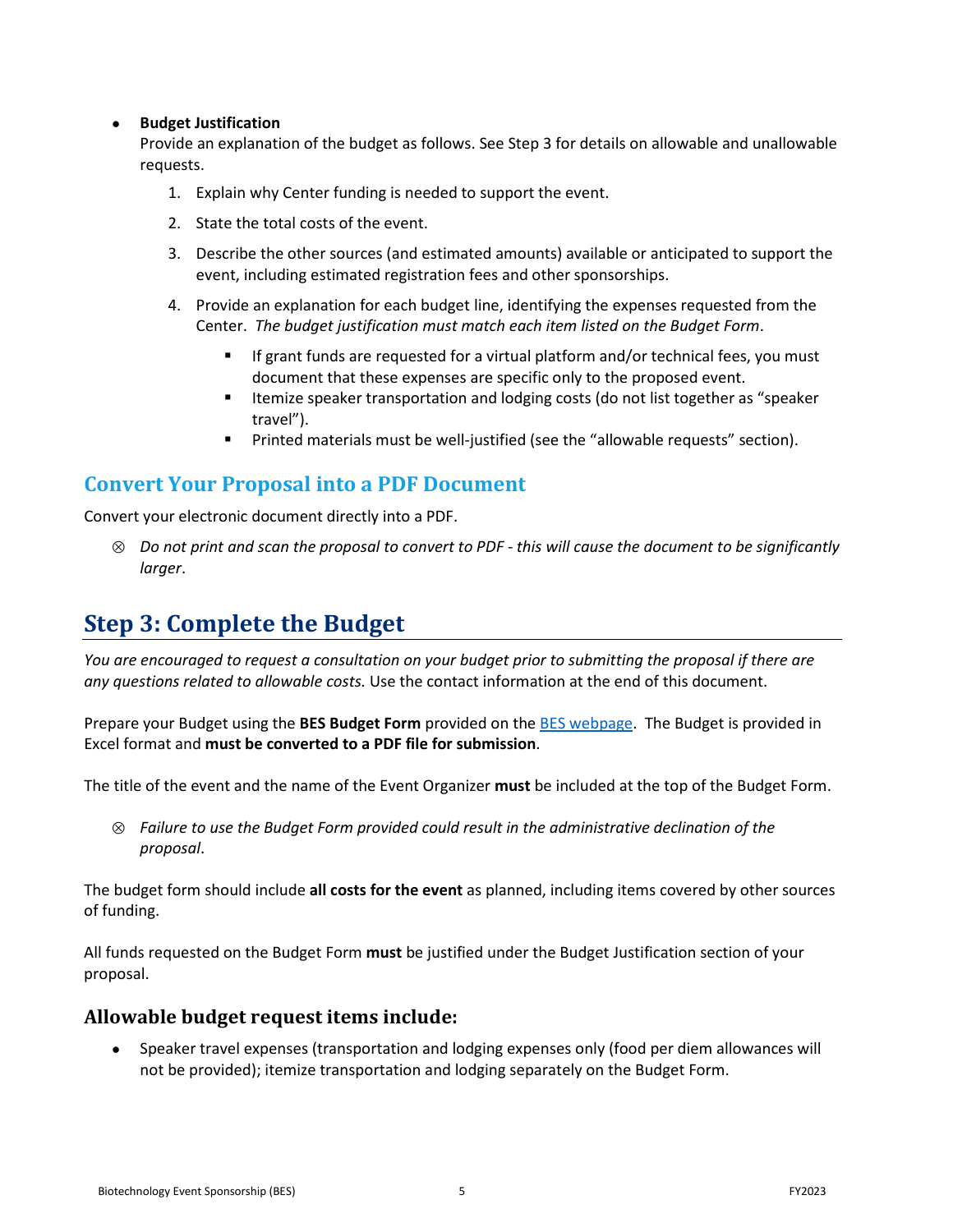- **Budget Justification**
  Provide an explanation of the budget as follows. See Step 3 for details on allowable and unallowable requests.
  1. Explain why Center funding is needed to support the event.
  2. State the total costs of the event.
  3. Describe the other sources (and estimated amounts) available or anticipated to support the event, including estimated registration fees and other sponsorships.
  4. Provide an explanation for each budget line, identifying the expenses requested from the Center. *The budget justification must match each item listed on the Budget Form*.
     - If grant funds are requested for a virtual platform and/or technical fees, you must document that these expenses are specific only to the proposed event.
     - Itemize speaker transportation and lodging costs (do not list together as "speaker travel").
     - Printed materials must be well-justified (see the "allowable requests" section).

### Convert Your Proposal into a PDF Document

Convert your electronic document directly into a PDF.

⊗ *Do not print and scan the proposal to convert to PDF - this will cause the document to be significantly larger*.

## Step 3: Complete the Budget

*You are encouraged to request a consultation on your budget prior to submitting the proposal if there are any questions related to allowable costs.* Use the contact information at the end of this document.

Prepare your Budget using the **BES Budget Form** provided on the BES webpage. The Budget is provided in Excel format and **must be converted to a PDF file for submission**.

The title of the event and the name of the Event Organizer **must** be included at the top of the Budget Form.

⊗ *Failure to use the Budget Form provided could result in the administrative declination of the proposal*.

The budget form should include **all costs for the event** as planned, including items covered by other sources of funding.

All funds requested on the Budget Form **must** be justified under the Budget Justification section of your proposal.

### Allowable budget request items include:

- Speaker travel expenses (transportation and lodging expenses only (food per diem allowances will not be provided); itemize transportation and lodging separately on the Budget Form.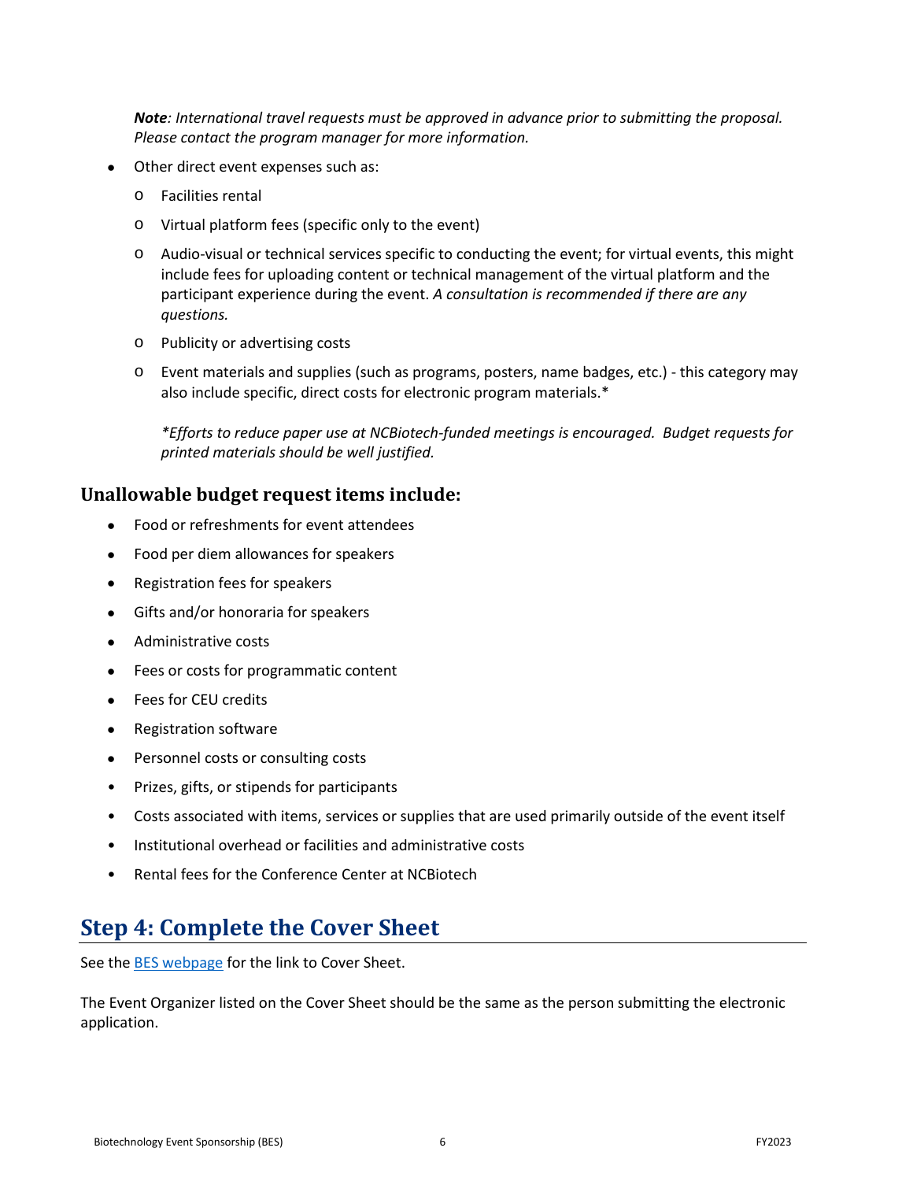***Note**: International travel requests must be approved in advance prior to submitting the proposal. Please contact the program manager for more information.*

- Other direct event expenses such as:
  - Facilities rental
  - Virtual platform fees (specific only to the event)
  - Audio-visual or technical services specific to conducting the event; for virtual events, this might include fees for uploading content or technical management of the virtual platform and the participant experience during the event. *A consultation is recommended if there are any questions.*
  - Publicity or advertising costs
  - Event materials and supplies (such as programs, posters, name badges, etc.) - this category may also include specific, direct costs for electronic program materials.*

    **Efforts to reduce paper use at NCBiotech-funded meetings is encouraged. Budget requests for printed materials should be well justified.*

### Unallowable budget request items include:

- Food or refreshments for event attendees
- Food per diem allowances for speakers
- Registration fees for speakers
- Gifts and/or honoraria for speakers
- Administrative costs
- Fees or costs for programmatic content
- Fees for CEU credits
- Registration software
- Personnel costs or consulting costs
- Prizes, gifts, or stipends for participants
- Costs associated with items, services or supplies that are used primarily outside of the event itself
- Institutional overhead or facilities and administrative costs
- Rental fees for the Conference Center at NCBiotech

## Step 4: Complete the Cover Sheet

See the BES webpage for the link to Cover Sheet.

The Event Organizer listed on the Cover Sheet should be the same as the person submitting the electronic application.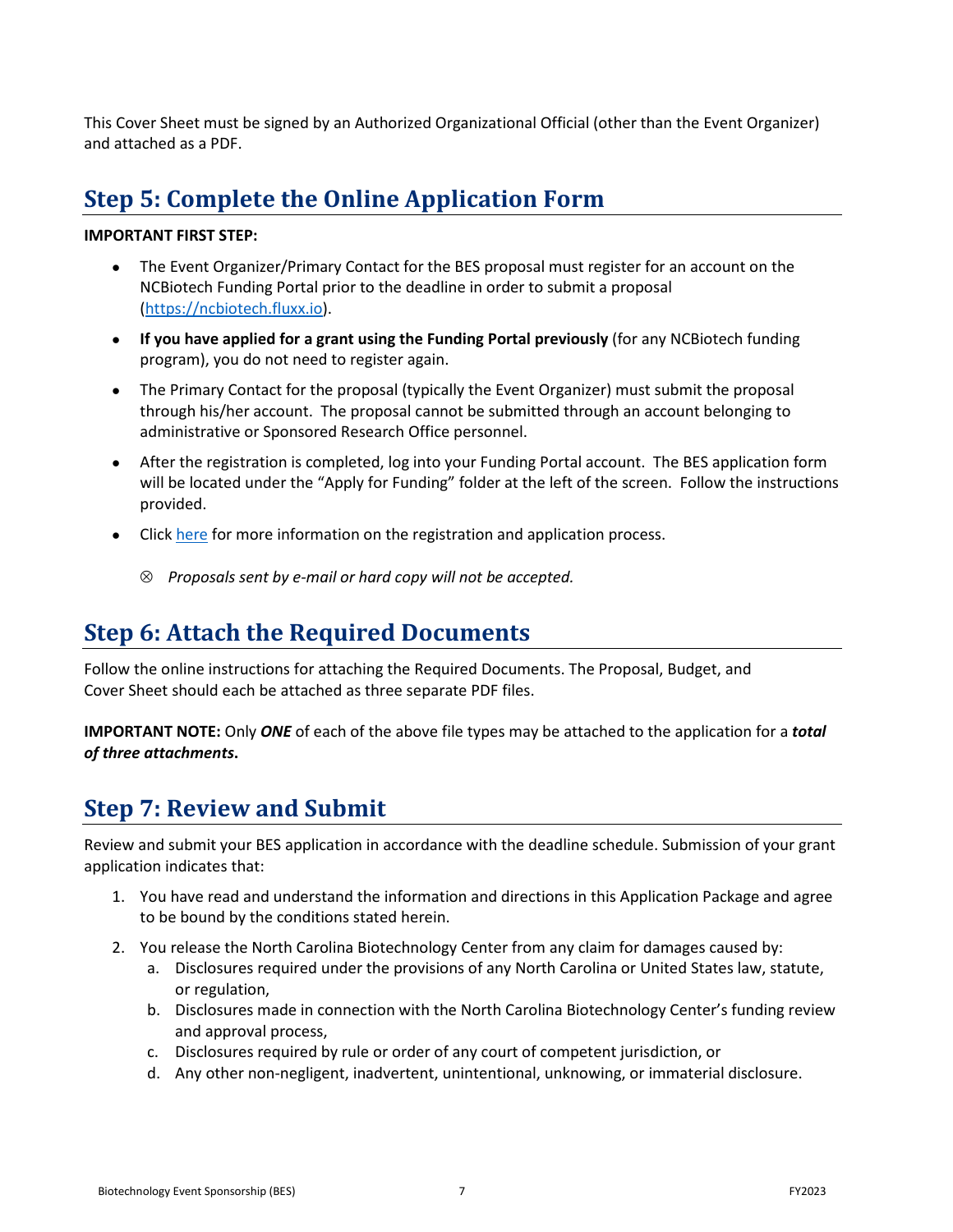This Cover Sheet must be signed by an Authorized Organizational Official (other than the Event Organizer) and attached as a PDF.

## Step 5: Complete the Online Application Form

**IMPORTANT FIRST STEP:**

- The Event Organizer/Primary Contact for the BES proposal must register for an account on the NCBiotech Funding Portal prior to the deadline in order to submit a proposal (https://ncbiotech.fluxx.io).
- **If you have applied for a grant using the Funding Portal previously** (for any NCBiotech funding program), you do not need to register again.
- The Primary Contact for the proposal (typically the Event Organizer) must submit the proposal through his/her account. The proposal cannot be submitted through an account belonging to administrative or Sponsored Research Office personnel.
- After the registration is completed, log into your Funding Portal account. The BES application form will be located under the "Apply for Funding" folder at the left of the screen. Follow the instructions provided.
- Click here for more information on the registration and application process.
  - ⊗ *Proposals sent by e-mail or hard copy will not be accepted.*

## Step 6: Attach the Required Documents

Follow the online instructions for attaching the Required Documents. The Proposal, Budget, and Cover Sheet should each be attached as three separate PDF files.

**IMPORTANT NOTE:** Only ***ONE*** of each of the above file types may be attached to the application for a ***total of three attachments*****.**

## Step 7: Review and Submit

Review and submit your BES application in accordance with the deadline schedule. Submission of your grant application indicates that:

1. You have read and understand the information and directions in this Application Package and agree to be bound by the conditions stated herein.
2. You release the North Carolina Biotechnology Center from any claim for damages caused by:
   a. Disclosures required under the provisions of any North Carolina or United States law, statute, or regulation,
   b. Disclosures made in connection with the North Carolina Biotechnology Center's funding review and approval process,
   c. Disclosures required by rule or order of any court of competent jurisdiction, or
   d. Any other non-negligent, inadvertent, unintentional, unknowing, or immaterial disclosure.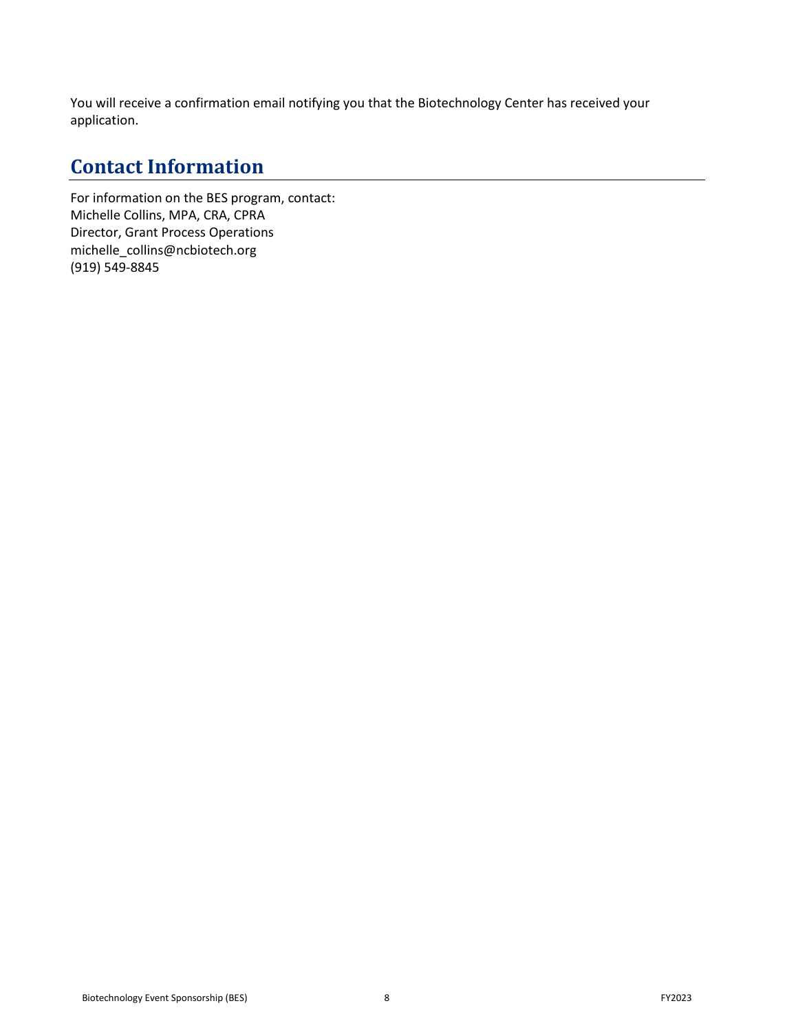You will receive a confirmation email notifying you that the Biotechnology Center has received your application.

## Contact Information

For information on the BES program, contact:
Michelle Collins, MPA, CRA, CPRA
Director, Grant Process Operations
michelle_collins@ncbiotech.org
(919) 549-8845